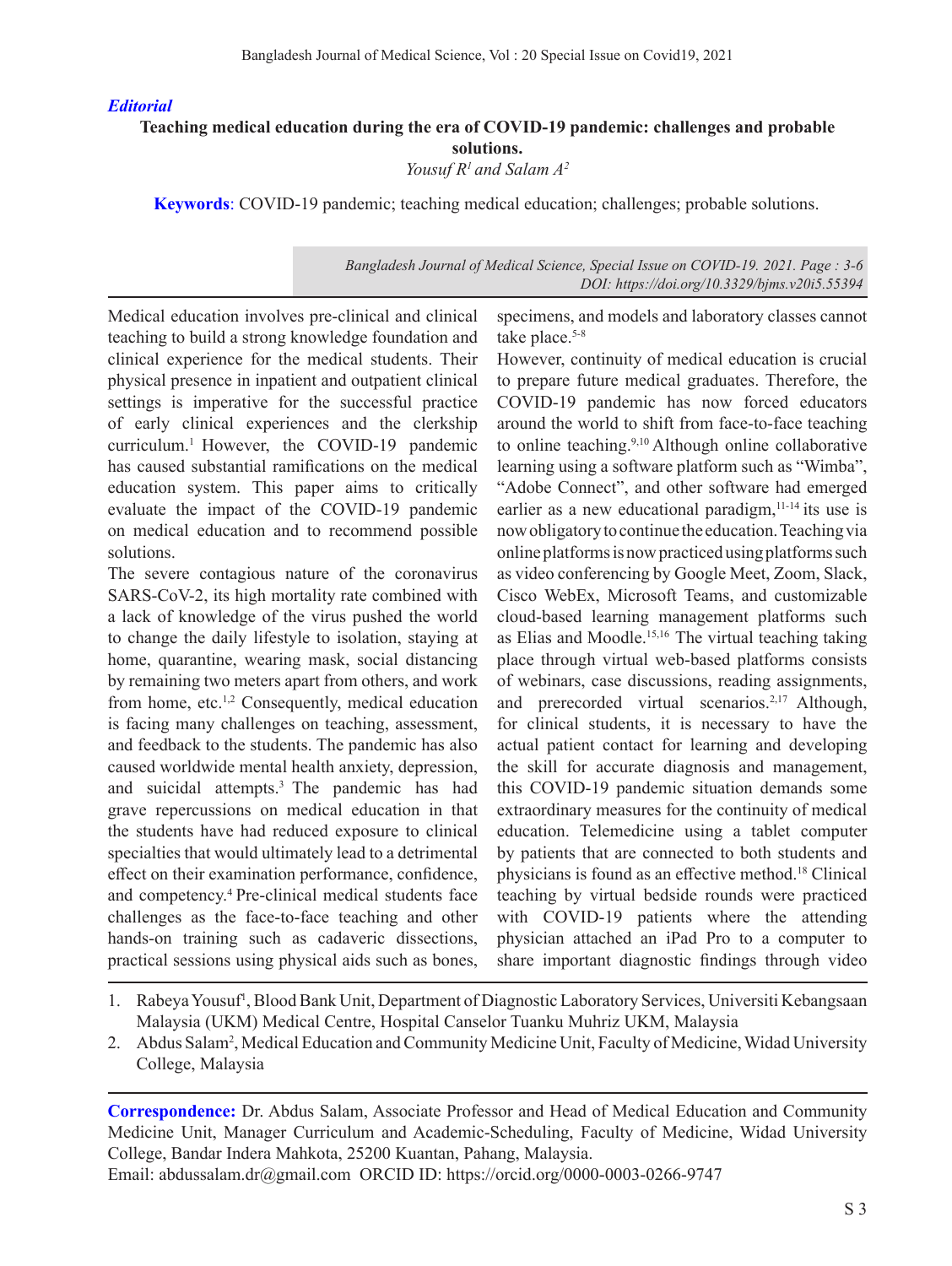*Editorial*

# Teaching medical education during the era of COVID-19 pandemic: challenges and probable solutions.

*Yousuf R[1] and Salam A[2]*

**Keywords**: COVID-19 pandemic; teaching medical education; challenges; probable solutions.

*Bangladesh Journal of Medical Science, Special Issue on COVID-19. 2021. Page : 3-6*
*DOI: https://doi.org/10.3329/bjms.v20i5.55394*

Medical education involves pre-clinical and clinical teaching to build a strong knowledge foundation and clinical experience for the medical students. Their physical presence in inpatient and outpatient clinical settings is imperative for the successful practice of early clinical experiences and the clerkship curriculum.[1] However, the COVID-19 pandemic has caused substantial ramifications on the medical education system. This paper aims to critically evaluate the impact of the COVID-19 pandemic on medical education and to recommend possible solutions.

The severe contagious nature of the coronavirus SARS-CoV-2, its high mortality rate combined with a lack of knowledge of the virus pushed the world to change the daily lifestyle to isolation, staying at home, quarantine, wearing mask, social distancing by remaining two meters apart from others, and work from home, etc.[1,2] Consequently, medical education is facing many challenges on teaching, assessment, and feedback to the students. The pandemic has also caused worldwide mental health anxiety, depression, and suicidal attempts.[3] The pandemic has had grave repercussions on medical education in that the students have had reduced exposure to clinical specialties that would ultimately lead to a detrimental effect on their examination performance, confidence, and competency.[4] Pre-clinical medical students face challenges as the face-to-face teaching and other hands-on training such as cadaveric dissections, practical sessions using physical aids such as bones, specimens, and models and laboratory classes cannot take place.[5-8]

However, continuity of medical education is crucial to prepare future medical graduates. Therefore, the COVID-19 pandemic has now forced educators around the world to shift from face-to-face teaching to online teaching.[9,10] Although online collaborative learning using a software platform such as "Wimba", "Adobe Connect", and other software had emerged earlier as a new educational paradigm,[11-14] its use is now obligatory to continue the education. Teaching via online platforms is now practiced using platforms such as video conferencing by Google Meet, Zoom, Slack, Cisco WebEx, Microsoft Teams, and customizable cloud-based learning management platforms such as Elias and Moodle.[15,16] The virtual teaching taking place through virtual web-based platforms consists of webinars, case discussions, reading assignments, and prerecorded virtual scenarios.[2,17] Although, for clinical students, it is necessary to have the actual patient contact for learning and developing the skill for accurate diagnosis and management, this COVID-19 pandemic situation demands some extraordinary measures for the continuity of medical education. Telemedicine using a tablet computer by patients that are connected to both students and physicians is found as an effective method.[18] Clinical teaching by virtual bedside rounds were practiced with COVID-19 patients where the attending physician attached an iPad Pro to a computer to share important diagnostic findings through video

---

1. Rabeya Yousuf[1], Blood Bank Unit, Department of Diagnostic Laboratory Services, Universiti Kebangsaan Malaysia (UKM) Medical Centre, Hospital Canselor Tuanku Muhriz UKM, Malaysia
2. Abdus Salam[2], Medical Education and Community Medicine Unit, Faculty of Medicine, Widad University College, Malaysia

**Correspondence:** Dr. Abdus Salam, Associate Professor and Head of Medical Education and Community Medicine Unit, Manager Curriculum and Academic-Scheduling, Faculty of Medicine, Widad University College, Bandar Indera Mahkota, 25200 Kuantan, Pahang, Malaysia.
Email: abdussalam.dr@gmail.com ORCID ID: https://orcid.org/0000-0003-0266-9747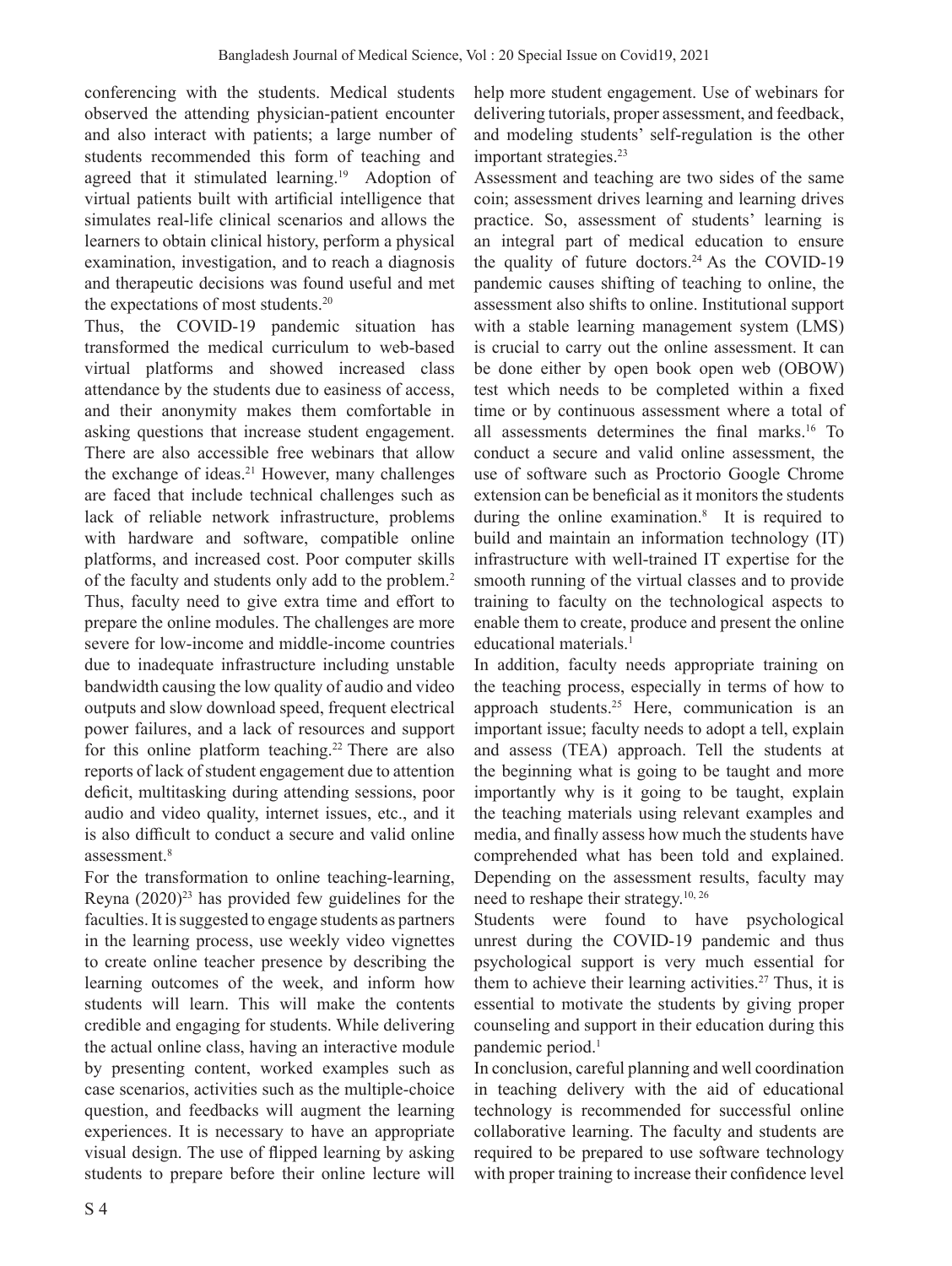conferencing with the students. Medical students observed the attending physician-patient encounter and also interact with patients; a large number of students recommended this form of teaching and agreed that it stimulated learning.[19] Adoption of virtual patients built with artificial intelligence that simulates real-life clinical scenarios and allows the learners to obtain clinical history, perform a physical examination, investigation, and to reach a diagnosis and therapeutic decisions was found useful and met the expectations of most students.[20]

Thus, the COVID-19 pandemic situation has transformed the medical curriculum to web-based virtual platforms and showed increased class attendance by the students due to easiness of access, and their anonymity makes them comfortable in asking questions that increase student engagement. There are also accessible free webinars that allow the exchange of ideas.[21] However, many challenges are faced that include technical challenges such as lack of reliable network infrastructure, problems with hardware and software, compatible online platforms, and increased cost. Poor computer skills of the faculty and students only add to the problem.[2] Thus, faculty need to give extra time and effort to prepare the online modules. The challenges are more severe for low-income and middle-income countries due to inadequate infrastructure including unstable bandwidth causing the low quality of audio and video outputs and slow download speed, frequent electrical power failures, and a lack of resources and support for this online platform teaching.[22] There are also reports of lack of student engagement due to attention deficit, multitasking during attending sessions, poor audio and video quality, internet issues, etc., and it is also difficult to conduct a secure and valid online assessment.[8]

For the transformation to online teaching-learning, Reyna (2020)[23] has provided few guidelines for the faculties. It is suggested to engage students as partners in the learning process, use weekly video vignettes to create online teacher presence by describing the learning outcomes of the week, and inform how students will learn. This will make the contents credible and engaging for students. While delivering the actual online class, having an interactive module by presenting content, worked examples such as case scenarios, activities such as the multiple-choice question, and feedbacks will augment the learning experiences. It is necessary to have an appropriate visual design. The use of flipped learning by asking students to prepare before their online lecture will help more student engagement. Use of webinars for delivering tutorials, proper assessment, and feedback, and modeling students' self-regulation is the other important strategies.[23]

Assessment and teaching are two sides of the same coin; assessment drives learning and learning drives practice. So, assessment of students' learning is an integral part of medical education to ensure the quality of future doctors.[24] As the COVID-19 pandemic causes shifting of teaching to online, the assessment also shifts to online. Institutional support with a stable learning management system (LMS) is crucial to carry out the online assessment. It can be done either by open book open web (OBOW) test which needs to be completed within a fixed time or by continuous assessment where a total of all assessments determines the final marks.[16] To conduct a secure and valid online assessment, the use of software such as Proctorio Google Chrome extension can be beneficial as it monitors the students during the online examination.[8] It is required to build and maintain an information technology (IT) infrastructure with well-trained IT expertise for the smooth running of the virtual classes and to provide training to faculty on the technological aspects to enable them to create, produce and present the online educational materials.[1]

In addition, faculty needs appropriate training on the teaching process, especially in terms of how to approach students.[25] Here, communication is an important issue; faculty needs to adopt a tell, explain and assess (TEA) approach. Tell the students at the beginning what is going to be taught and more importantly why is it going to be taught, explain the teaching materials using relevant examples and media, and finally assess how much the students have comprehended what has been told and explained. Depending on the assessment results, faculty may need to reshape their strategy.[10, 26]

Students were found to have psychological unrest during the COVID-19 pandemic and thus psychological support is very much essential for them to achieve their learning activities.[27] Thus, it is essential to motivate the students by giving proper counseling and support in their education during this pandemic period.[1]

In conclusion, careful planning and well coordination in teaching delivery with the aid of educational technology is recommended for successful online collaborative learning. The faculty and students are required to be prepared to use software technology with proper training to increase their confidence level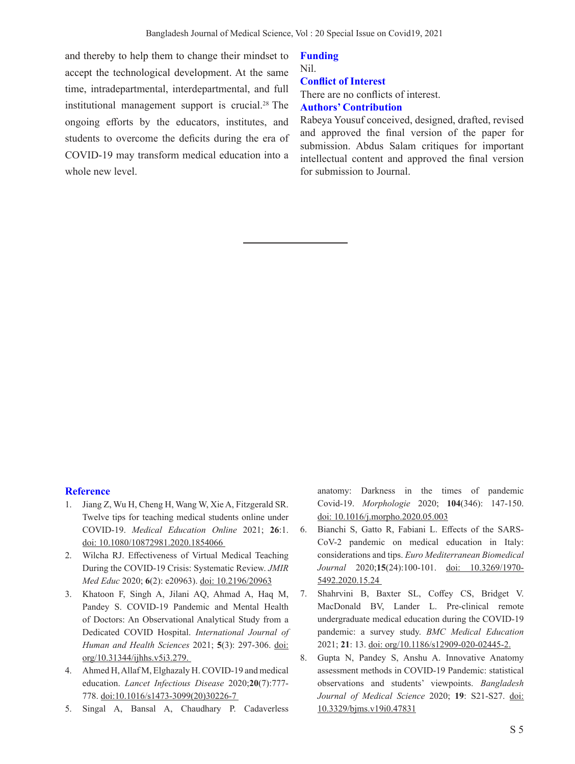and thereby to help them to change their mindset to accept the technological development. At the same time, intradepartmental, interdepartmental, and full institutional management support is crucial.[28] The ongoing efforts by the educators, institutes, and students to overcome the deficits during the era of COVID-19 may transform medical education into a whole new level.

## Funding

Nil.

## Conflict of Interest

There are no conflicts of interest.

## Authors' Contribution

Rabeya Yousuf conceived, designed, drafted, revised and approved the final version of the paper for submission. Abdus Salam critiques for important intellectual content and approved the final version for submission to Journal.

## Reference

1. Jiang Z, Wu H, Cheng H, Wang W, Xie A, Fitzgerald SR. Twelve tips for teaching medical students online under COVID-19. *Medical Education Online* 2021; **26**:1. doi: 10.1080/10872981.2020.1854066
2. Wilcha RJ. Effectiveness of Virtual Medical Teaching During the COVID-19 Crisis: Systematic Review. *JMIR Med Educ* 2020; **6**(2): e20963). doi: 10.2196/20963
3. Khatoon F, Singh A, Jilani AQ, Ahmad A, Haq M, Pandey S. COVID-19 Pandemic and Mental Health of Doctors: An Observational Analytical Study from a Dedicated COVID Hospital. *International Journal of Human and Health Sciences* 2021; **5**(3): 297-306. doi: org/10.31344/ijhhs.v5i3.279.
4. Ahmed H, Allaf M, Elghazaly H. COVID-19 and medical education. *Lancet Infectious Disease* 2020;**20**(7):777-778. doi:10.1016/s1473-3099(20)30226-7
5. Singal A, Bansal A, Chaudhary P. Cadaverless anatomy: Darkness in the times of pandemic Covid-19. *Morphologie* 2020; **104**(346): 147-150. doi: 10.1016/j.morpho.2020.05.003
6. Bianchi S, Gatto R, Fabiani L. Effects of the SARS-CoV-2 pandemic on medical education in Italy: considerations and tips. *Euro Mediterranean Biomedical Journal* 2020;**15**(24):100-101. doi: 10.3269/1970-5492.2020.15.24
7. Shahrvini B, Baxter SL, Coffey CS, Bridget V. MacDonald BV, Lander L. Pre-clinical remote undergraduate medical education during the COVID-19 pandemic: a survey study. *BMC Medical Education* 2021; **21**: 13. doi: org/10.1186/s12909-020-02445-2.
8. Gupta N, Pandey S, Anshu A. Innovative Anatomy assessment methods in COVID-19 Pandemic: statistical observations and students' viewpoints. *Bangladesh Journal of Medical Science* 2020; **19**: S21-S27. doi: 10.3329/bjms.v19i0.47831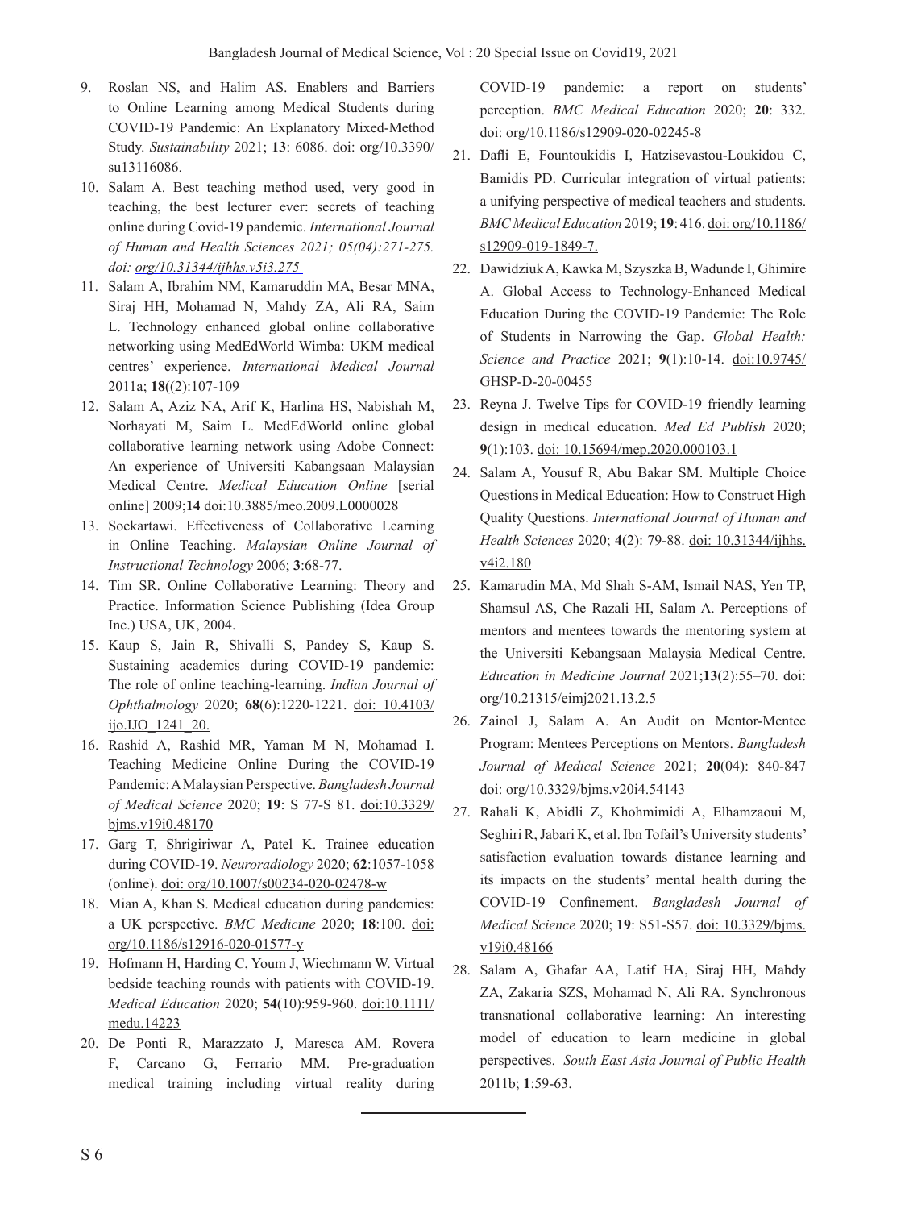9. Roslan NS, and Halim AS. Enablers and Barriers to Online Learning among Medical Students during COVID-19 Pandemic: An Explanatory Mixed-Method Study. *Sustainability* 2021; **13**: 6086. doi: org/10.3390/su13116086.
10. Salam A. Best teaching method used, very good in teaching, the best lecturer ever: secrets of teaching online during Covid-19 pandemic. *International Journal of Human and Health Sciences 2021; 05(04):271-275. doi: org/10.31344/ijhhs.v5i3.275*
11. Salam A, Ibrahim NM, Kamaruddin MA, Besar MNA, Siraj HH, Mohamad N, Mahdy ZA, Ali RA, Saim L. Technology enhanced global online collaborative networking using MedEdWorld Wimba: UKM medical centres' experience. *International Medical Journal* 2011a; **18**((2):107-109
12. Salam A, Aziz NA, Arif K, Harlina HS, Nabishah M, Norhayati M, Saim L. MedEdWorld online global collaborative learning network using Adobe Connect: An experience of Universiti Kabangsaan Malaysian Medical Centre. *Medical Education Online* [serial online] 2009;**14** doi:10.3885/meo.2009.L0000028
13. Soekartawi. Effectiveness of Collaborative Learning in Online Teaching. *Malaysian Online Journal of Instructional Technology* 2006; **3**:68-77.
14. Tim SR. Online Collaborative Learning: Theory and Practice. Information Science Publishing (Idea Group Inc.) USA, UK, 2004.
15. Kaup S, Jain R, Shivalli S, Pandey S, Kaup S. Sustaining academics during COVID-19 pandemic: The role of online teaching-learning. *Indian Journal of Ophthalmology* 2020; **68**(6):1220-1221. doi: 10.4103/ijo.IJO_1241_20.
16. Rashid A, Rashid MR, Yaman M N, Mohamad I. Teaching Medicine Online During the COVID-19 Pandemic: A Malaysian Perspective. *Bangladesh Journal of Medical Science* 2020; **19**: S 77-S 81. doi:10.3329/bjms.v19i0.48170
17. Garg T, Shrigiriwar A, Patel K. Trainee education during COVID-19. *Neuroradiology* 2020; **62**:1057-1058 (online). doi: org/10.1007/s00234-020-02478-w
18. Mian A, Khan S. Medical education during pandemics: a UK perspective. *BMC Medicine* 2020; **18**:100. doi: org/10.1186/s12916-020-01577-y
19. Hofmann H, Harding C, Youm J, Wiechmann W. Virtual bedside teaching rounds with patients with COVID-19. *Medical Education* 2020; **54**(10):959-960. doi:10.1111/medu.14223
20. De Ponti R, Marazzato J, Maresca AM. Rovera F, Carcano G, Ferrario MM. Pre-graduation medical training including virtual reality during COVID-19 pandemic: a report on students' perception. *BMC Medical Education* 2020; **20**: 332. doi: org/10.1186/s12909-020-02245-8
21. Dafli E, Fountoukidis I, Hatzisevastou-Loukidou C, Bamidis PD. Curricular integration of virtual patients: a unifying perspective of medical teachers and students. *BMC Medical Education* 2019; **19**: 416. doi: org/10.1186/s12909-019-1849-7.
22. Dawidziuk A, Kawka M, Szyszka B, Wadunde I, Ghimire A. Global Access to Technology-Enhanced Medical Education During the COVID-19 Pandemic: The Role of Students in Narrowing the Gap. *Global Health: Science and Practice* 2021; **9**(1):10-14. doi:10.9745/GHSP-D-20-00455
23. Reyna J. Twelve Tips for COVID-19 friendly learning design in medical education. *Med Ed Publish* 2020; **9**(1):103. doi: 10.15694/mep.2020.000103.1
24. Salam A, Yousuf R, Abu Bakar SM. Multiple Choice Questions in Medical Education: How to Construct High Quality Questions. *International Journal of Human and Health Sciences* 2020; **4**(2): 79-88. doi: 10.31344/ijhhs.v4i2.180
25. Kamarudin MA, Md Shah S-AM, Ismail NAS, Yen TP, Shamsul AS, Che Razali HI, Salam A. Perceptions of mentors and mentees towards the mentoring system at the Universiti Kebangsaan Malaysia Medical Centre. *Education in Medicine Journal* 2021;**13**(2):55–70. doi: org/10.21315/eimj2021.13.2.5
26. Zainol J, Salam A. An Audit on Mentor-Mentee Program: Mentees Perceptions on Mentors. *Bangladesh Journal of Medical Science* 2021; **20**(04): 840-847 doi: org/10.3329/bjms.v20i4.54143
27. Rahali K, Abidli Z, Khohmimidi A, Elhamzaoui M, Seghiri R, Jabari K, et al. Ibn Tofail's University students' satisfaction evaluation towards distance learning and its impacts on the students' mental health during the COVID-19 Confinement. *Bangladesh Journal of Medical Science* 2020; **19**: S51-S57. doi: 10.3329/bjms.v19i0.48166
28. Salam A, Ghafar AA, Latif HA, Siraj HH, Mahdy ZA, Zakaria SZS, Mohamad N, Ali RA. Synchronous transnational collaborative learning: An interesting model of education to learn medicine in global perspectives. *South East Asia Journal of Public Health* 2011b; **1**:59-63.